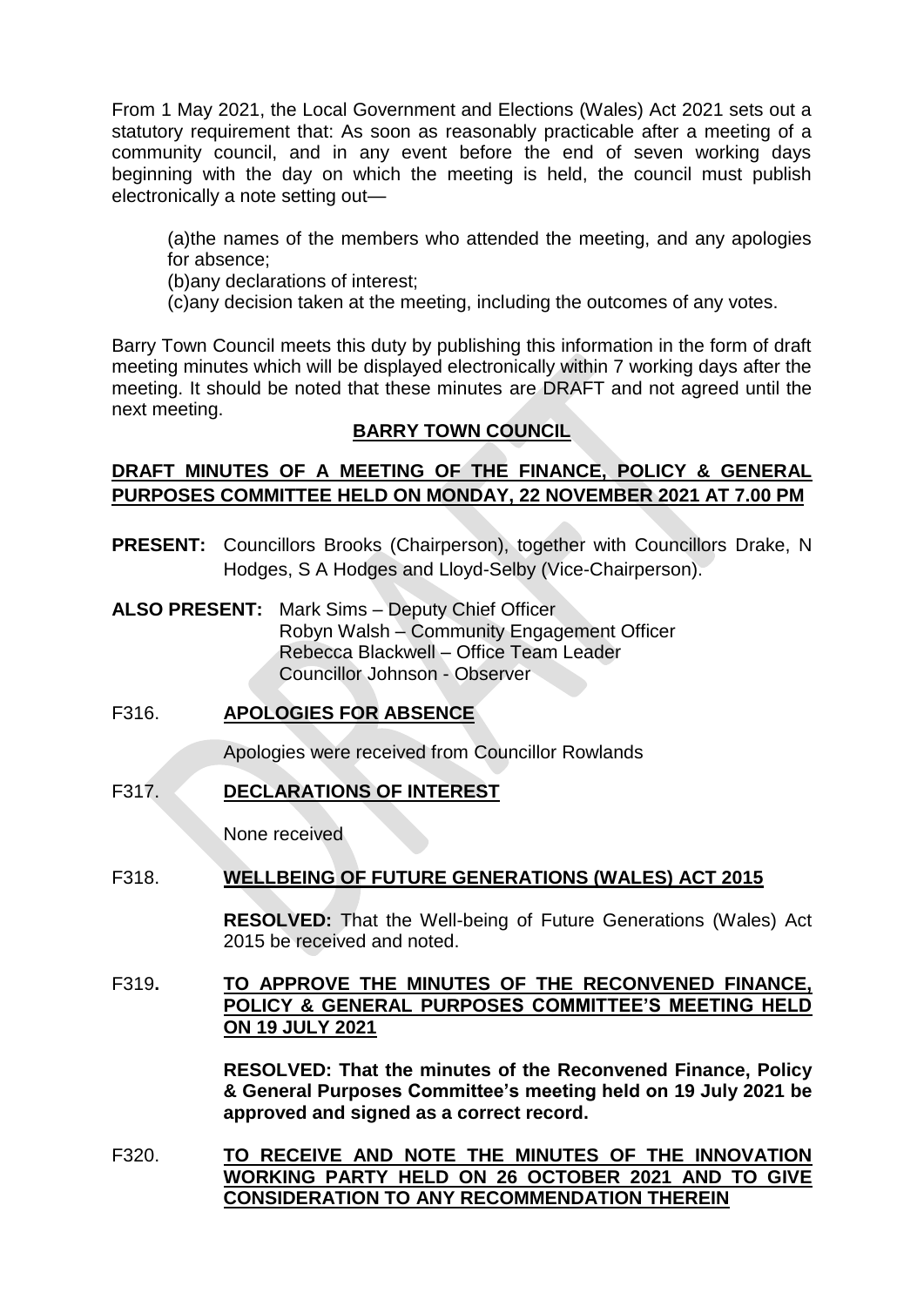From 1 May 2021, the Local Government and Elections (Wales) Act 2021 sets out a statutory requirement that: As soon as reasonably practicable after a meeting of a community council, and in any event before the end of seven working days beginning with the day on which the meeting is held, the council must publish electronically a note setting out—

(a)the names of the members who attended the meeting, and any apologies for absence;
(b)any declarations of interest;
(c)any decision taken at the meeting, including the outcomes of any votes.

Barry Town Council meets this duty by publishing this information in the form of draft meeting minutes which will be displayed electronically within 7 working days after the meeting. It should be noted that these minutes are DRAFT and not agreed until the next meeting.

**BARRY TOWN COUNCIL**

**DRAFT MINUTES OF A MEETING OF THE FINANCE, POLICY & GENERAL PURPOSES COMMITTEE HELD ON MONDAY, 22 NOVEMBER 2021 AT 7.00 PM**

**PRESENT:** Councillors Brooks (Chairperson), together with Councillors Drake, N Hodges, S A Hodges and Lloyd-Selby (Vice-Chairperson).

**ALSO PRESENT:** Mark Sims – Deputy Chief Officer
Robyn Walsh – Community Engagement Officer
Rebecca Blackwell – Office Team Leader
Councillor Johnson - Observer

F316. **APOLOGIES FOR ABSENCE**

Apologies were received from Councillor Rowlands

F317. **DECLARATIONS OF INTEREST**

None received

F318. **WELLBEING OF FUTURE GENERATIONS (WALES) ACT 2015**

**RESOLVED:** That the Well-being of Future Generations (Wales) Act 2015 be received and noted.

F319**.** **TO APPROVE THE MINUTES OF THE RECONVENED FINANCE, POLICY & GENERAL PURPOSES COMMITTEE'S MEETING HELD ON 19 JULY 2021**

**RESOLVED: That the minutes of the Reconvened Finance, Policy & General Purposes Committee's meeting held on 19 July 2021 be approved and signed as a correct record.**

F320. **TO RECEIVE AND NOTE THE MINUTES OF THE INNOVATION WORKING PARTY HELD ON 26 OCTOBER 2021 AND TO GIVE CONSIDERATION TO ANY RECOMMENDATION THEREIN**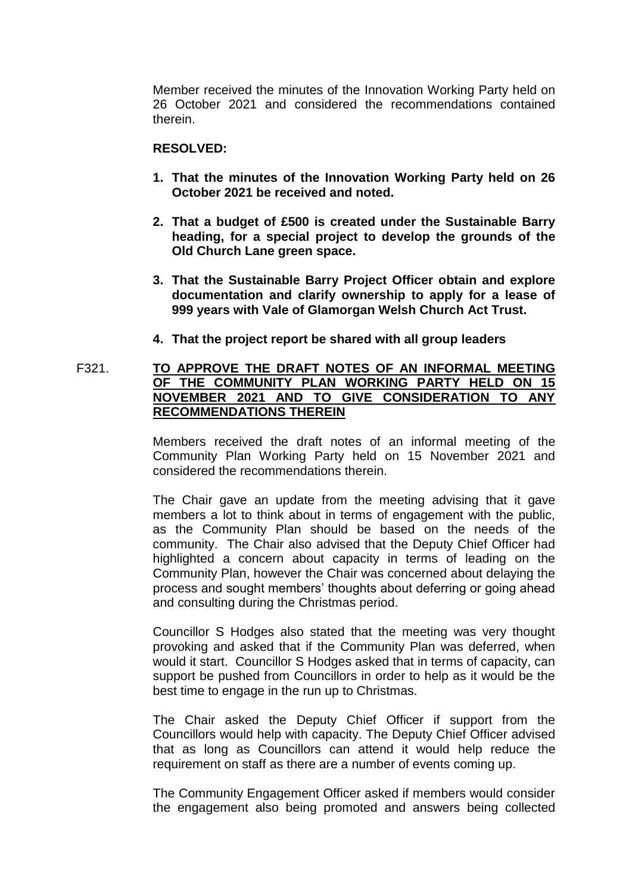Member received the minutes of the Innovation Working Party held on 26 October 2021 and considered the recommendations contained therein.

**RESOLVED:**

1. **That the minutes of the Innovation Working Party held on 26 October 2021 be received and noted.**

2. **That a budget of £500 is created under the Sustainable Barry heading, for a special project to develop the grounds of the Old Church Lane green space.**

3. **That the Sustainable Barry Project Officer obtain and explore documentation and clarify ownership to apply for a lease of 999 years with Vale of Glamorgan Welsh Church Act Trust.**

4. **That the project report be shared with all group leaders**

F321. **TO APPROVE THE DRAFT NOTES OF AN INFORMAL MEETING OF THE COMMUNITY PLAN WORKING PARTY HELD ON 15 NOVEMBER 2021 AND TO GIVE CONSIDERATION TO ANY RECOMMENDATIONS THEREIN**

Members received the draft notes of an informal meeting of the Community Plan Working Party held on 15 November 2021 and considered the recommendations therein.

The Chair gave an update from the meeting advising that it gave members a lot to think about in terms of engagement with the public, as the Community Plan should be based on the needs of the community. The Chair also advised that the Deputy Chief Officer had highlighted a concern about capacity in terms of leading on the Community Plan, however the Chair was concerned about delaying the process and sought members' thoughts about deferring or going ahead and consulting during the Christmas period.

Councillor S Hodges also stated that the meeting was very thought provoking and asked that if the Community Plan was deferred, when would it start. Councillor S Hodges asked that in terms of capacity, can support be pushed from Councillors in order to help as it would be the best time to engage in the run up to Christmas.

The Chair asked the Deputy Chief Officer if support from the Councillors would help with capacity. The Deputy Chief Officer advised that as long as Councillors can attend it would help reduce the requirement on staff as there are a number of events coming up.

The Community Engagement Officer asked if members would consider the engagement also being promoted and answers being collected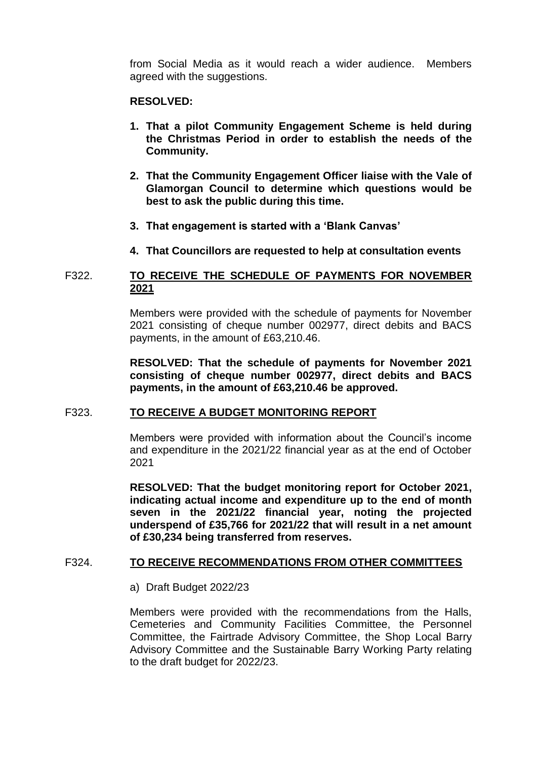from Social Media as it would reach a wider audience. Members agreed with the suggestions.

**RESOLVED:**

1. **That a pilot Community Engagement Scheme is held during the Christmas Period in order to establish the needs of the Community.**

2. **That the Community Engagement Officer liaise with the Vale of Glamorgan Council to determine which questions would be best to ask the public during this time.**

3. **That engagement is started with a 'Blank Canvas'**

4. **That Councillors are requested to help at consultation events**

## F322. TO RECEIVE THE SCHEDULE OF PAYMENTS FOR NOVEMBER 2021

Members were provided with the schedule of payments for November 2021 consisting of cheque number 002977, direct debits and BACS payments, in the amount of £63,210.46.

**RESOLVED: That the schedule of payments for November 2021 consisting of cheque number 002977, direct debits and BACS payments, in the amount of £63,210.46 be approved.**

## F323. TO RECEIVE A BUDGET MONITORING REPORT

Members were provided with information about the Council's income and expenditure in the 2021/22 financial year as at the end of October 2021

**RESOLVED: That the budget monitoring report for October 2021, indicating actual income and expenditure up to the end of month seven in the 2021/22 financial year, noting the projected underspend of £35,766 for 2021/22 that will result in a net amount of £30,234 being transferred from reserves.**

## F324. TO RECEIVE RECOMMENDATIONS FROM OTHER COMMITTEES

a) Draft Budget 2022/23

Members were provided with the recommendations from the Halls, Cemeteries and Community Facilities Committee, the Personnel Committee, the Fairtrade Advisory Committee, the Shop Local Barry Advisory Committee and the Sustainable Barry Working Party relating to the draft budget for 2022/23.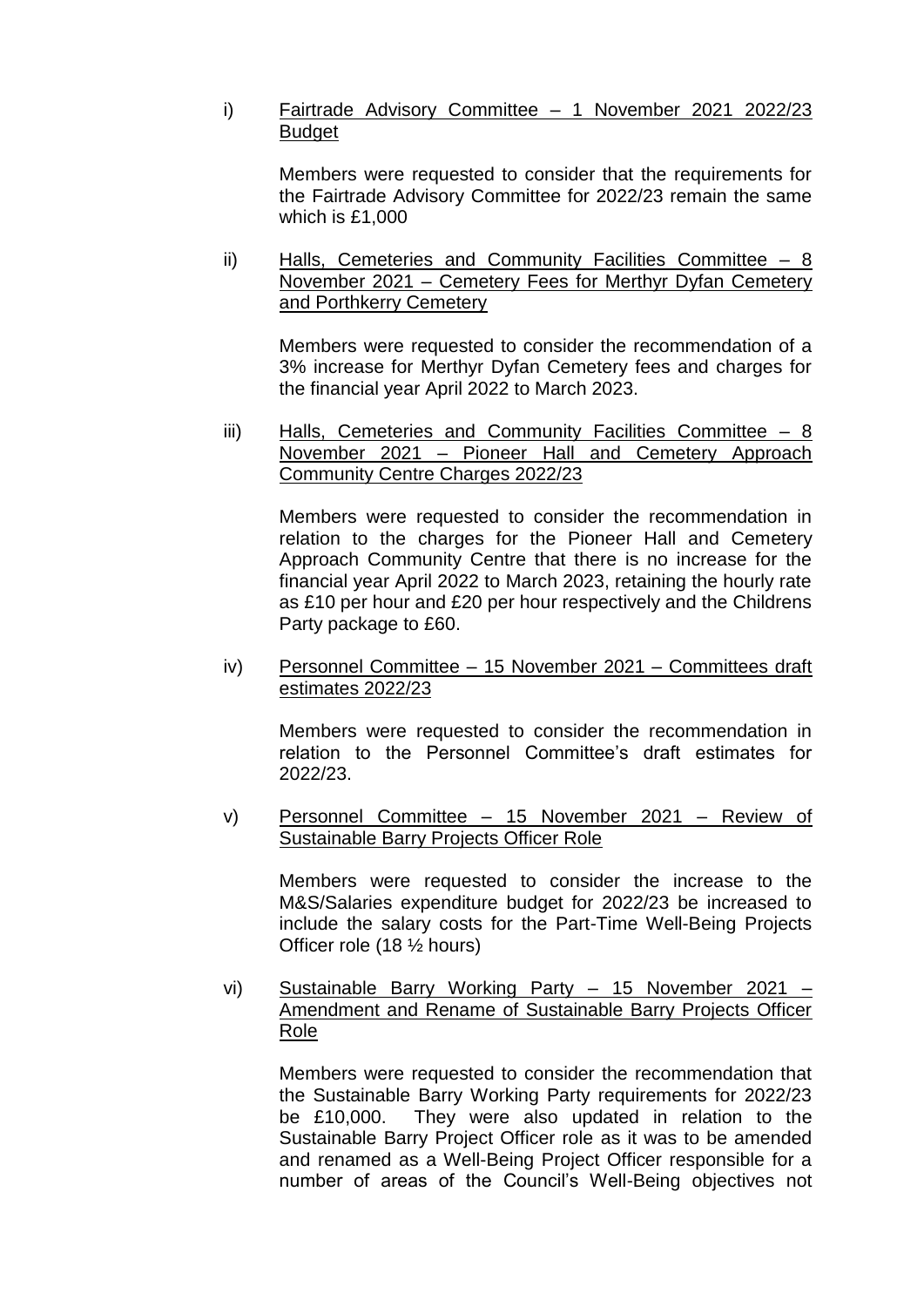i) Fairtrade Advisory Committee – 1 November 2021 2022/23 Budget

Members were requested to consider that the requirements for the Fairtrade Advisory Committee for 2022/23 remain the same which is £1,000

ii) Halls, Cemeteries and Community Facilities Committee – 8 November 2021 – Cemetery Fees for Merthyr Dyfan Cemetery and Porthkerry Cemetery

Members were requested to consider the recommendation of a 3% increase for Merthyr Dyfan Cemetery fees and charges for the financial year April 2022 to March 2023.

iii) Halls, Cemeteries and Community Facilities Committee – 8 November 2021 – Pioneer Hall and Cemetery Approach Community Centre Charges 2022/23

Members were requested to consider the recommendation in relation to the charges for the Pioneer Hall and Cemetery Approach Community Centre that there is no increase for the financial year April 2022 to March 2023, retaining the hourly rate as £10 per hour and £20 per hour respectively and the Childrens Party package to £60.

iv) Personnel Committee – 15 November 2021 – Committees draft estimates 2022/23

Members were requested to consider the recommendation in relation to the Personnel Committee's draft estimates for 2022/23.

v) Personnel Committee – 15 November 2021 – Review of Sustainable Barry Projects Officer Role

Members were requested to consider the increase to the M&S/Salaries expenditure budget for 2022/23 be increased to include the salary costs for the Part-Time Well-Being Projects Officer role (18 ½ hours)

vi) Sustainable Barry Working Party – 15 November 2021 – Amendment and Rename of Sustainable Barry Projects Officer Role

Members were requested to consider the recommendation that the Sustainable Barry Working Party requirements for 2022/23 be £10,000. They were also updated in relation to the Sustainable Barry Project Officer role as it was to be amended and renamed as a Well-Being Project Officer responsible for a number of areas of the Council's Well-Being objectives not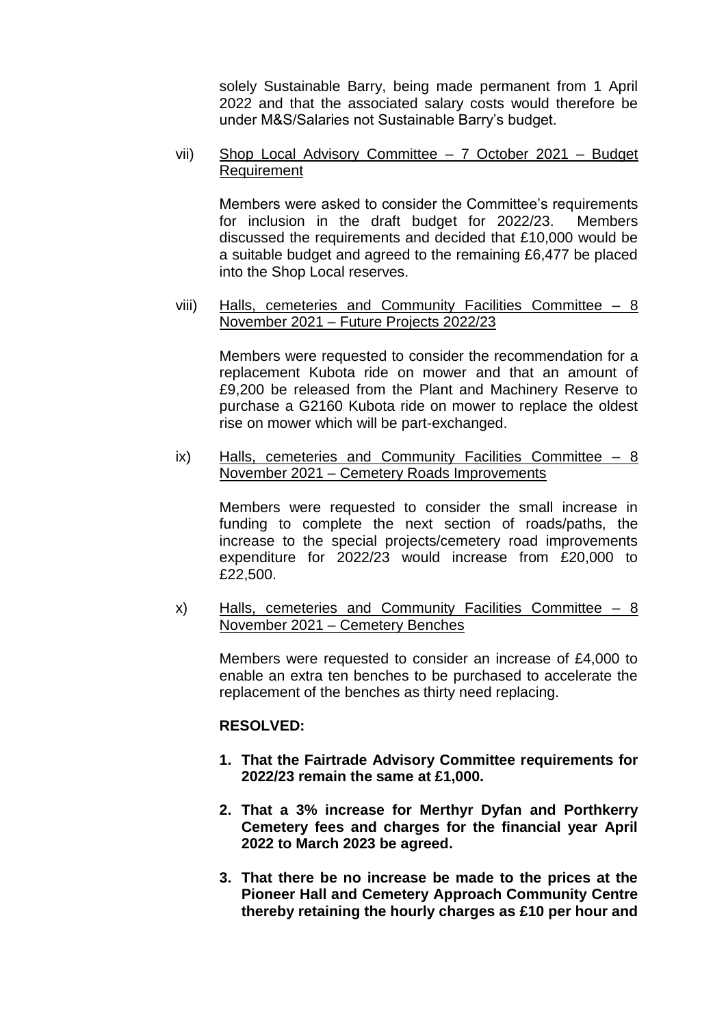solely Sustainable Barry, being made permanent from 1 April 2022 and that the associated salary costs would therefore be under M&S/Salaries not Sustainable Barry's budget.

vii) Shop Local Advisory Committee – 7 October 2021 – Budget Requirement

Members were asked to consider the Committee's requirements for inclusion in the draft budget for 2022/23. Members discussed the requirements and decided that £10,000 would be a suitable budget and agreed to the remaining £6,477 be placed into the Shop Local reserves.

viii) Halls, cemeteries and Community Facilities Committee – 8 November 2021 – Future Projects 2022/23

Members were requested to consider the recommendation for a replacement Kubota ride on mower and that an amount of £9,200 be released from the Plant and Machinery Reserve to purchase a G2160 Kubota ride on mower to replace the oldest rise on mower which will be part-exchanged.

ix) Halls, cemeteries and Community Facilities Committee – 8 November 2021 – Cemetery Roads Improvements

Members were requested to consider the small increase in funding to complete the next section of roads/paths, the increase to the special projects/cemetery road improvements expenditure for 2022/23 would increase from £20,000 to £22,500.

x) Halls, cemeteries and Community Facilities Committee – 8 November 2021 – Cemetery Benches

Members were requested to consider an increase of £4,000 to enable an extra ten benches to be purchased to accelerate the replacement of the benches as thirty need replacing.

**RESOLVED:**

1. **That the Fairtrade Advisory Committee requirements for 2022/23 remain the same at £1,000.**

2. **That a 3% increase for Merthyr Dyfan and Porthkerry Cemetery fees and charges for the financial year April 2022 to March 2023 be agreed.**

3. **That there be no increase be made to the prices at the Pioneer Hall and Cemetery Approach Community Centre thereby retaining the hourly charges as £10 per hour and**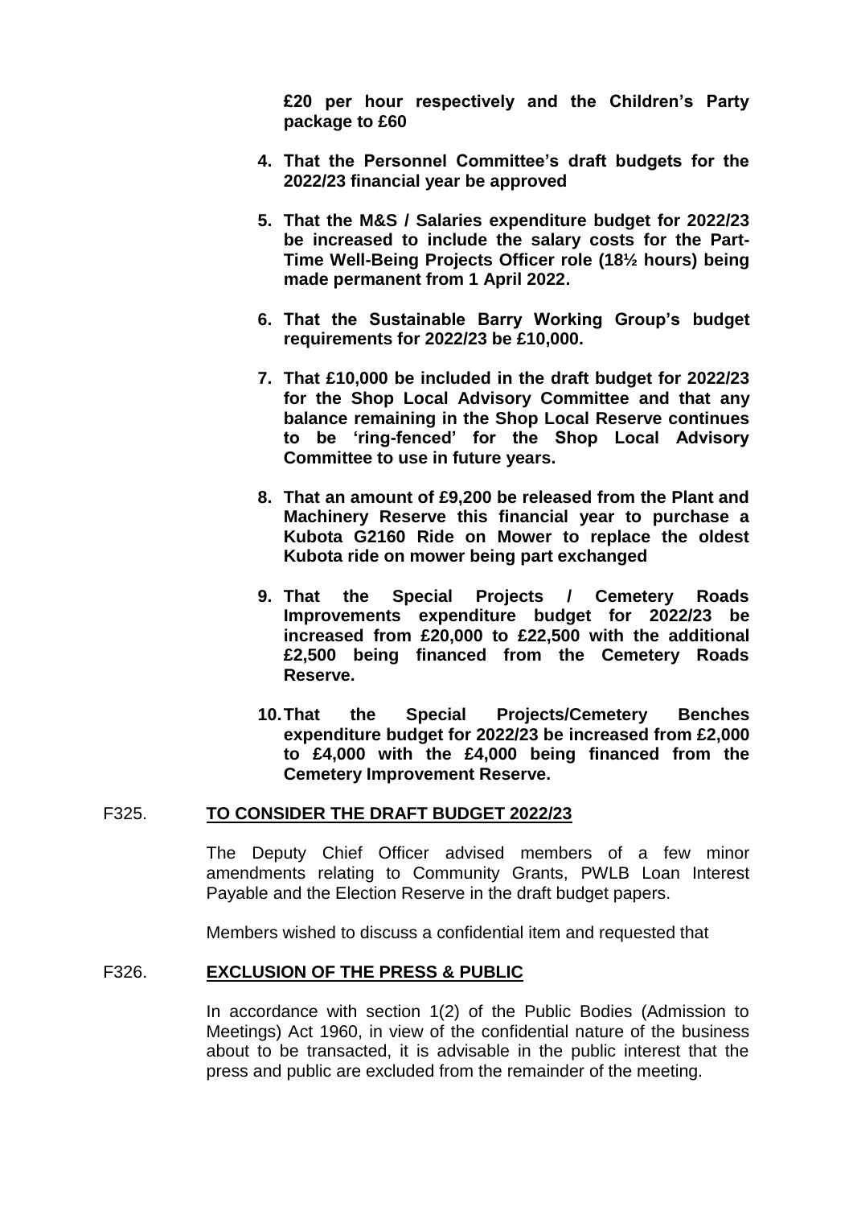**£20 per hour respectively and the Children's Party package to £60**

4. **That the Personnel Committee's draft budgets for the 2022/23 financial year be approved**

5. **That the M&S / Salaries expenditure budget for 2022/23 be increased to include the salary costs for the Part-Time Well-Being Projects Officer role (18½ hours) being made permanent from 1 April 2022.**

6. **That the Sustainable Barry Working Group's budget requirements for 2022/23 be £10,000.**

7. **That £10,000 be included in the draft budget for 2022/23 for the Shop Local Advisory Committee and that any balance remaining in the Shop Local Reserve continues to be 'ring-fenced' for the Shop Local Advisory Committee to use in future years.**

8. **That an amount of £9,200 be released from the Plant and Machinery Reserve this financial year to purchase a Kubota G2160 Ride on Mower to replace the oldest Kubota ride on mower being part exchanged**

9. **That the Special Projects / Cemetery Roads Improvements expenditure budget for 2022/23 be increased from £20,000 to £22,500 with the additional £2,500 being financed from the Cemetery Roads Reserve.**

10. **That the Special Projects/Cemetery Benches expenditure budget for 2022/23 be increased from £2,000 to £4,000 with the £4,000 being financed from the Cemetery Improvement Reserve.**

F325. **TO CONSIDER THE DRAFT BUDGET 2022/23**

The Deputy Chief Officer advised members of a few minor amendments relating to Community Grants, PWLB Loan Interest Payable and the Election Reserve in the draft budget papers.

Members wished to discuss a confidential item and requested that

F326. **EXCLUSION OF THE PRESS & PUBLIC**

In accordance with section 1(2) of the Public Bodies (Admission to Meetings) Act 1960, in view of the confidential nature of the business about to be transacted, it is advisable in the public interest that the press and public are excluded from the remainder of the meeting.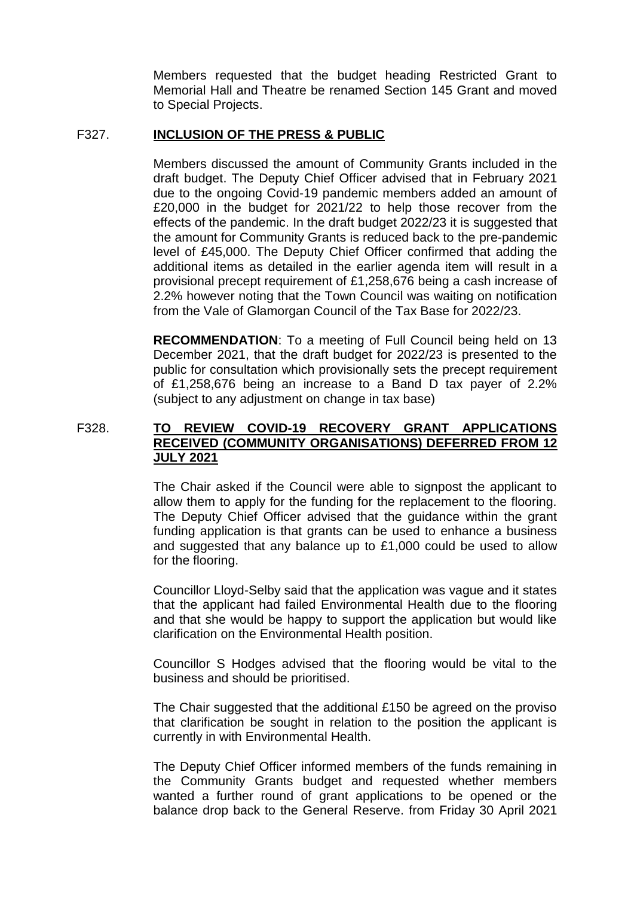Members requested that the budget heading Restricted Grant to Memorial Hall and Theatre be renamed Section 145 Grant and moved to Special Projects.

F327. **INCLUSION OF THE PRESS & PUBLIC**

Members discussed the amount of Community Grants included in the draft budget. The Deputy Chief Officer advised that in February 2021 due to the ongoing Covid-19 pandemic members added an amount of £20,000 in the budget for 2021/22 to help those recover from the effects of the pandemic. In the draft budget 2022/23 it is suggested that the amount for Community Grants is reduced back to the pre-pandemic level of £45,000. The Deputy Chief Officer confirmed that adding the additional items as detailed in the earlier agenda item will result in a provisional precept requirement of £1,258,676 being a cash increase of 2.2% however noting that the Town Council was waiting on notification from the Vale of Glamorgan Council of the Tax Base for 2022/23.

**RECOMMENDATION**: To a meeting of Full Council being held on 13 December 2021, that the draft budget for 2022/23 is presented to the public for consultation which provisionally sets the precept requirement of £1,258,676 being an increase to a Band D tax payer of 2.2% (subject to any adjustment on change in tax base)

F328. **TO REVIEW COVID-19 RECOVERY GRANT APPLICATIONS RECEIVED (COMMUNITY ORGANISATIONS) DEFERRED FROM 12 JULY 2021**

The Chair asked if the Council were able to signpost the applicant to allow them to apply for the funding for the replacement to the flooring. The Deputy Chief Officer advised that the guidance within the grant funding application is that grants can be used to enhance a business and suggested that any balance up to £1,000 could be used to allow for the flooring.

Councillor Lloyd-Selby said that the application was vague and it states that the applicant had failed Environmental Health due to the flooring and that she would be happy to support the application but would like clarification on the Environmental Health position.

Councillor S Hodges advised that the flooring would be vital to the business and should be prioritised.

The Chair suggested that the additional £150 be agreed on the proviso that clarification be sought in relation to the position the applicant is currently in with Environmental Health.

The Deputy Chief Officer informed members of the funds remaining in the Community Grants budget and requested whether members wanted a further round of grant applications to be opened or the balance drop back to the General Reserve. from Friday 30 April 2021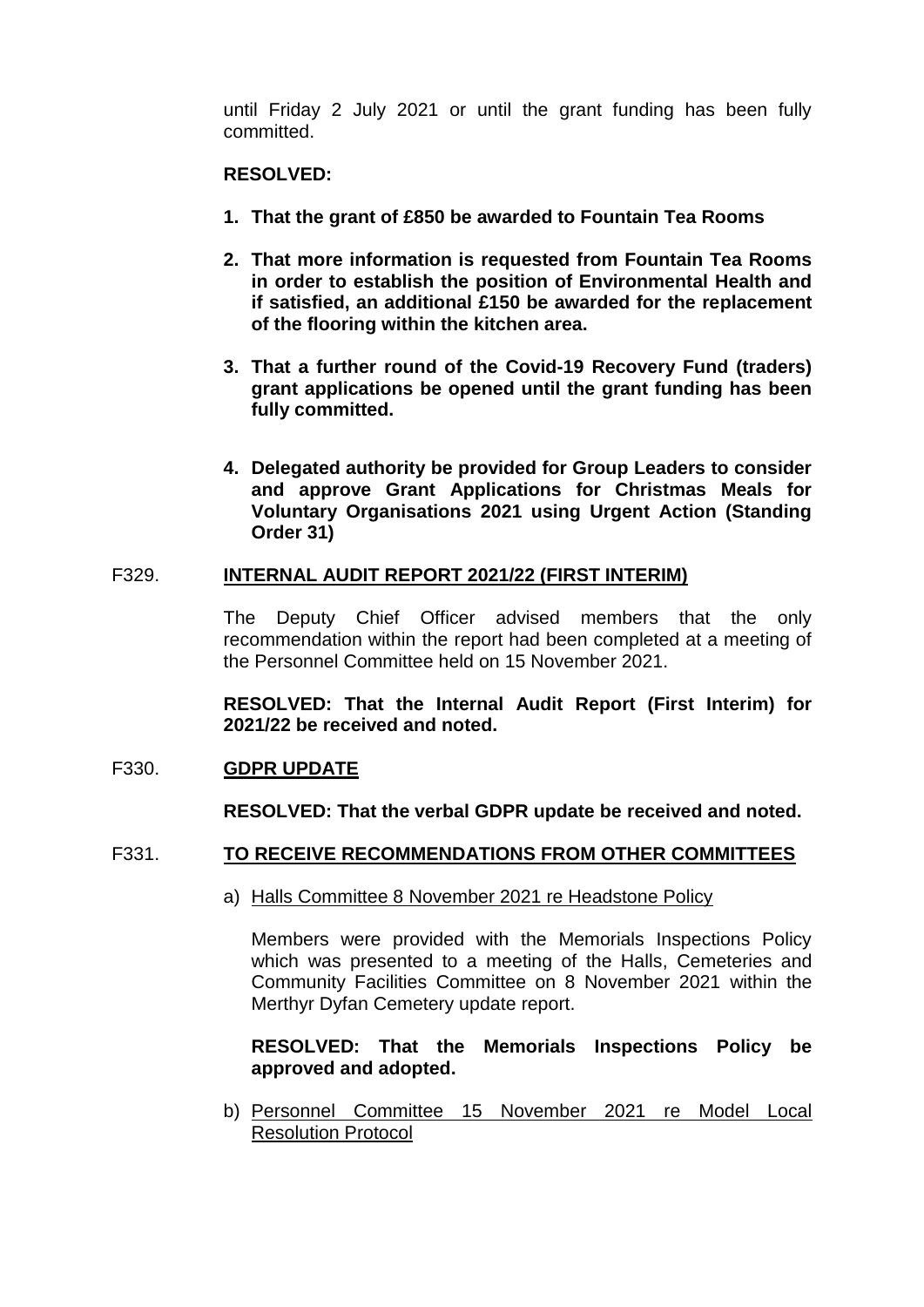until Friday 2 July 2021 or until the grant funding has been fully committed.

**RESOLVED:**

1. **That the grant of £850 be awarded to Fountain Tea Rooms**

2. **That more information is requested from Fountain Tea Rooms in order to establish the position of Environmental Health and if satisfied, an additional £150 be awarded for the replacement of the flooring within the kitchen area.**

3. **That a further round of the Covid-19 Recovery Fund (traders) grant applications be opened until the grant funding has been fully committed.**

4. **Delegated authority be provided for Group Leaders to consider and approve Grant Applications for Christmas Meals for Voluntary Organisations 2021 using Urgent Action (Standing Order 31)**

F329. **INTERNAL AUDIT REPORT 2021/22 (FIRST INTERIM)**

The Deputy Chief Officer advised members that the only recommendation within the report had been completed at a meeting of the Personnel Committee held on 15 November 2021.

**RESOLVED: That the Internal Audit Report (First Interim) for 2021/22 be received and noted.**

F330. **GDPR UPDATE**

**RESOLVED: That the verbal GDPR update be received and noted.**

F331. **TO RECEIVE RECOMMENDATIONS FROM OTHER COMMITTEES**

a) Halls Committee 8 November 2021 re Headstone Policy

Members were provided with the Memorials Inspections Policy which was presented to a meeting of the Halls, Cemeteries and Community Facilities Committee on 8 November 2021 within the Merthyr Dyfan Cemetery update report.

**RESOLVED: That the Memorials Inspections Policy be approved and adopted.**

b) Personnel Committee 15 November 2021 re Model Local Resolution Protocol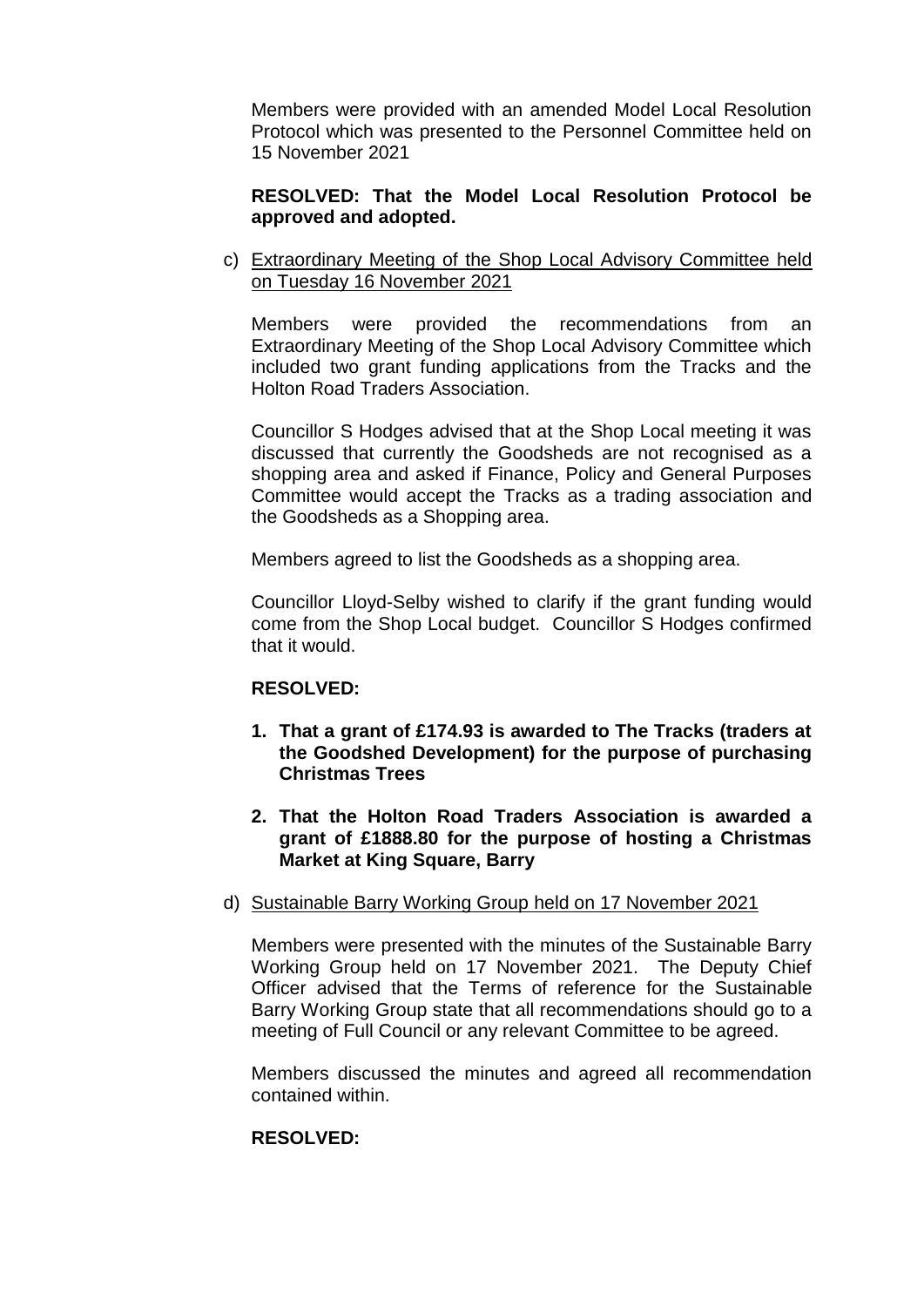Members were provided with an amended Model Local Resolution Protocol which was presented to the Personnel Committee held on 15 November 2021

**RESOLVED: That the Model Local Resolution Protocol be approved and adopted.**

c) Extraordinary Meeting of the Shop Local Advisory Committee held on Tuesday 16 November 2021

Members were provided the recommendations from an Extraordinary Meeting of the Shop Local Advisory Committee which included two grant funding applications from the Tracks and the Holton Road Traders Association.

Councillor S Hodges advised that at the Shop Local meeting it was discussed that currently the Goodsheds are not recognised as a shopping area and asked if Finance, Policy and General Purposes Committee would accept the Tracks as a trading association and the Goodsheds as a Shopping area.

Members agreed to list the Goodsheds as a shopping area.

Councillor Lloyd-Selby wished to clarify if the grant funding would come from the Shop Local budget. Councillor S Hodges confirmed that it would.

**RESOLVED:**

1. **That a grant of £174.93 is awarded to The Tracks (traders at the Goodshed Development) for the purpose of purchasing Christmas Trees**

2. **That the Holton Road Traders Association is awarded a grant of £1888.80 for the purpose of hosting a Christmas Market at King Square, Barry**

d) Sustainable Barry Working Group held on 17 November 2021

Members were presented with the minutes of the Sustainable Barry Working Group held on 17 November 2021. The Deputy Chief Officer advised that the Terms of reference for the Sustainable Barry Working Group state that all recommendations should go to a meeting of Full Council or any relevant Committee to be agreed.

Members discussed the minutes and agreed all recommendation contained within.

**RESOLVED:**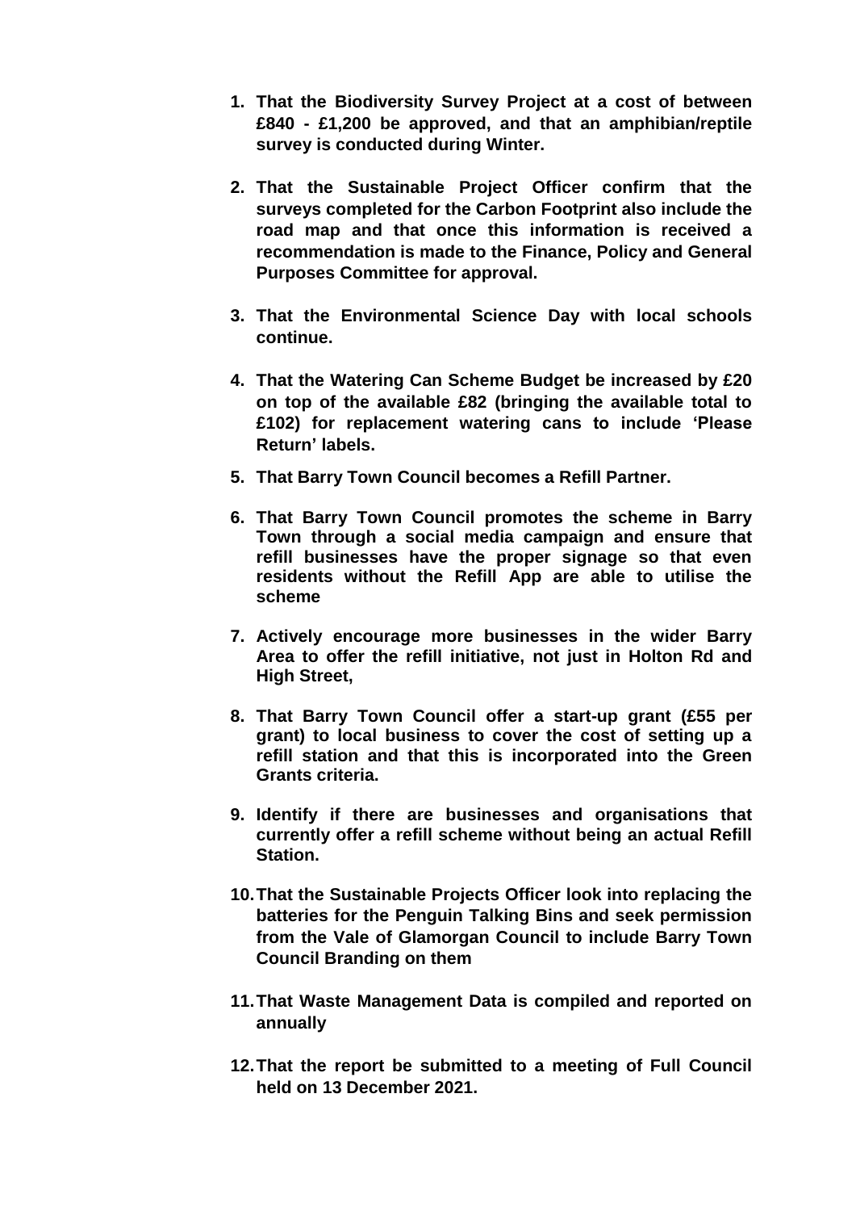1. **That the Biodiversity Survey Project at a cost of between £840 - £1,200 be approved, and that an amphibian/reptile survey is conducted during Winter.**

2. **That the Sustainable Project Officer confirm that the surveys completed for the Carbon Footprint also include the road map and that once this information is received a recommendation is made to the Finance, Policy and General Purposes Committee for approval.**

3. **That the Environmental Science Day with local schools continue.**

4. **That the Watering Can Scheme Budget be increased by £20 on top of the available £82 (bringing the available total to £102) for replacement watering cans to include 'Please Return' labels.**

5. **That Barry Town Council becomes a Refill Partner.**

6. **That Barry Town Council promotes the scheme in Barry Town through a social media campaign and ensure that refill businesses have the proper signage so that even residents without the Refill App are able to utilise the scheme**

7. **Actively encourage more businesses in the wider Barry Area to offer the refill initiative, not just in Holton Rd and High Street,**

8. **That Barry Town Council offer a start-up grant (£55 per grant) to local business to cover the cost of setting up a refill station and that this is incorporated into the Green Grants criteria.**

9. **Identify if there are businesses and organisations that currently offer a refill scheme without being an actual Refill Station.**

10. **That the Sustainable Projects Officer look into replacing the batteries for the Penguin Talking Bins and seek permission from the Vale of Glamorgan Council to include Barry Town Council Branding on them**

11. **That Waste Management Data is compiled and reported on annually**

12. **That the report be submitted to a meeting of Full Council held on 13 December 2021.**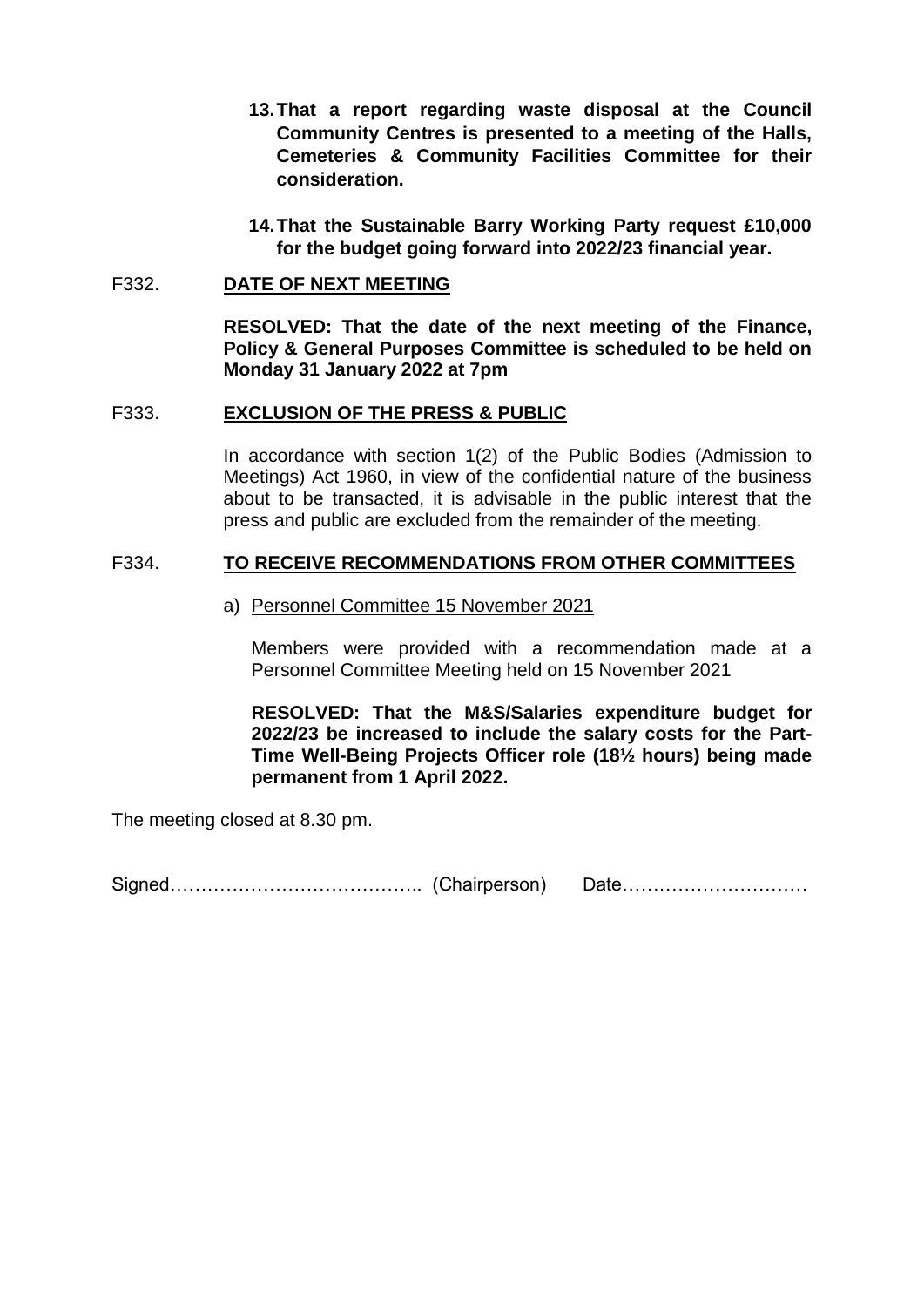13. **That a report regarding waste disposal at the Council Community Centres is presented to a meeting of the Halls, Cemeteries & Community Facilities Committee for their consideration.**

14. **That the Sustainable Barry Working Party request £10,000 for the budget going forward into 2022/23 financial year.**

F332. **DATE OF NEXT MEETING**

**RESOLVED: That the date of the next meeting of the Finance, Policy & General Purposes Committee is scheduled to be held on Monday 31 January 2022 at 7pm**

F333. **EXCLUSION OF THE PRESS & PUBLIC**

In accordance with section 1(2) of the Public Bodies (Admission to Meetings) Act 1960, in view of the confidential nature of the business about to be transacted, it is advisable in the public interest that the press and public are excluded from the remainder of the meeting.

F334. **TO RECEIVE RECOMMENDATIONS FROM OTHER COMMITTEES**

a) Personnel Committee 15 November 2021

Members were provided with a recommendation made at a Personnel Committee Meeting held on 15 November 2021

**RESOLVED: That the M&S/Salaries expenditure budget for 2022/23 be increased to include the salary costs for the Part-Time Well-Being Projects Officer role (18½ hours) being made permanent from 1 April 2022.**

The meeting closed at 8.30 pm.

Signed………………………………….. (Chairperson) Date…………………………